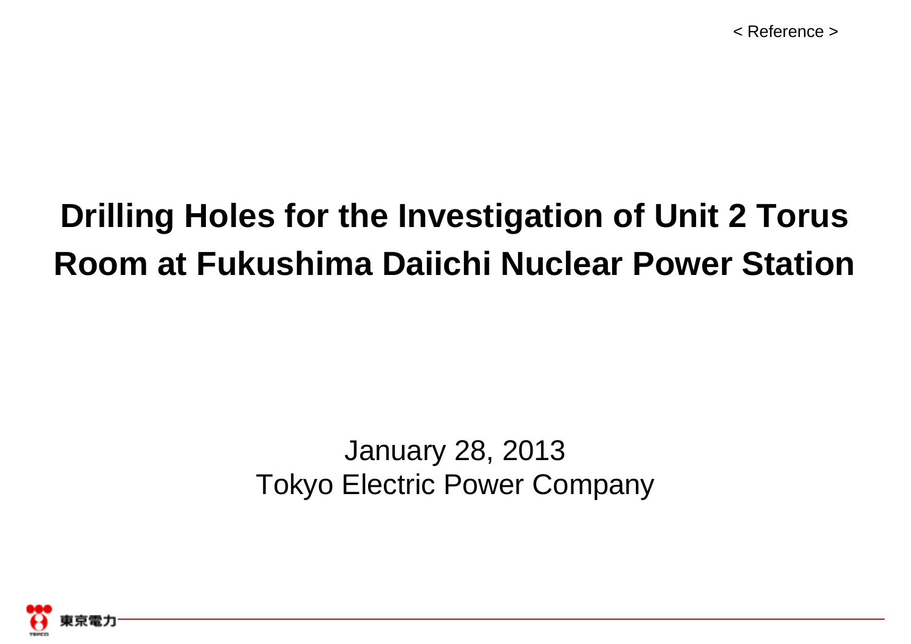< Reference >

# Drilling Holes for the Investigation of Unit 2 Torus Room at Fukushima Daiichi Nuclear Power Station

January 28, 2013
Tokyo Electric Power Company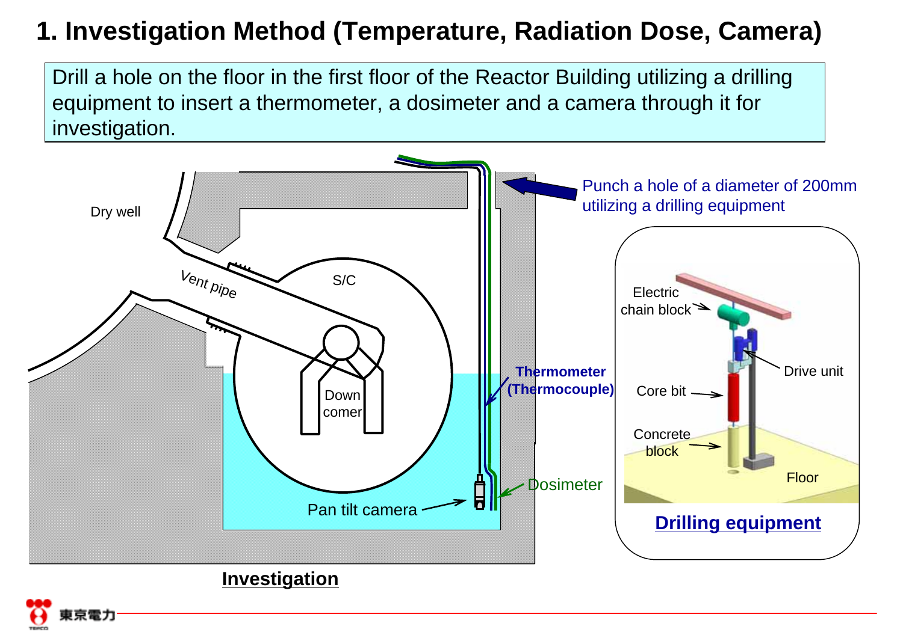# 1. Investigation Method (Temperature, Radiation Dose, Camera)

Drill a hole on the floor in the first floor of the Reactor Building utilizing a drilling equipment to insert a thermometer, a dosimeter and a camera through it for investigation.

Dry well

Vent pipe

S/C

Down comer

Pan tilt camera

Thermometer (Thermocouple)

Dosimeter

Punch a hole of a diameter of 200mm utilizing a drilling equipment

Electric chain block

Drive unit

Core bit

Concrete block

Floor

**Drilling equipment**

**Investigation**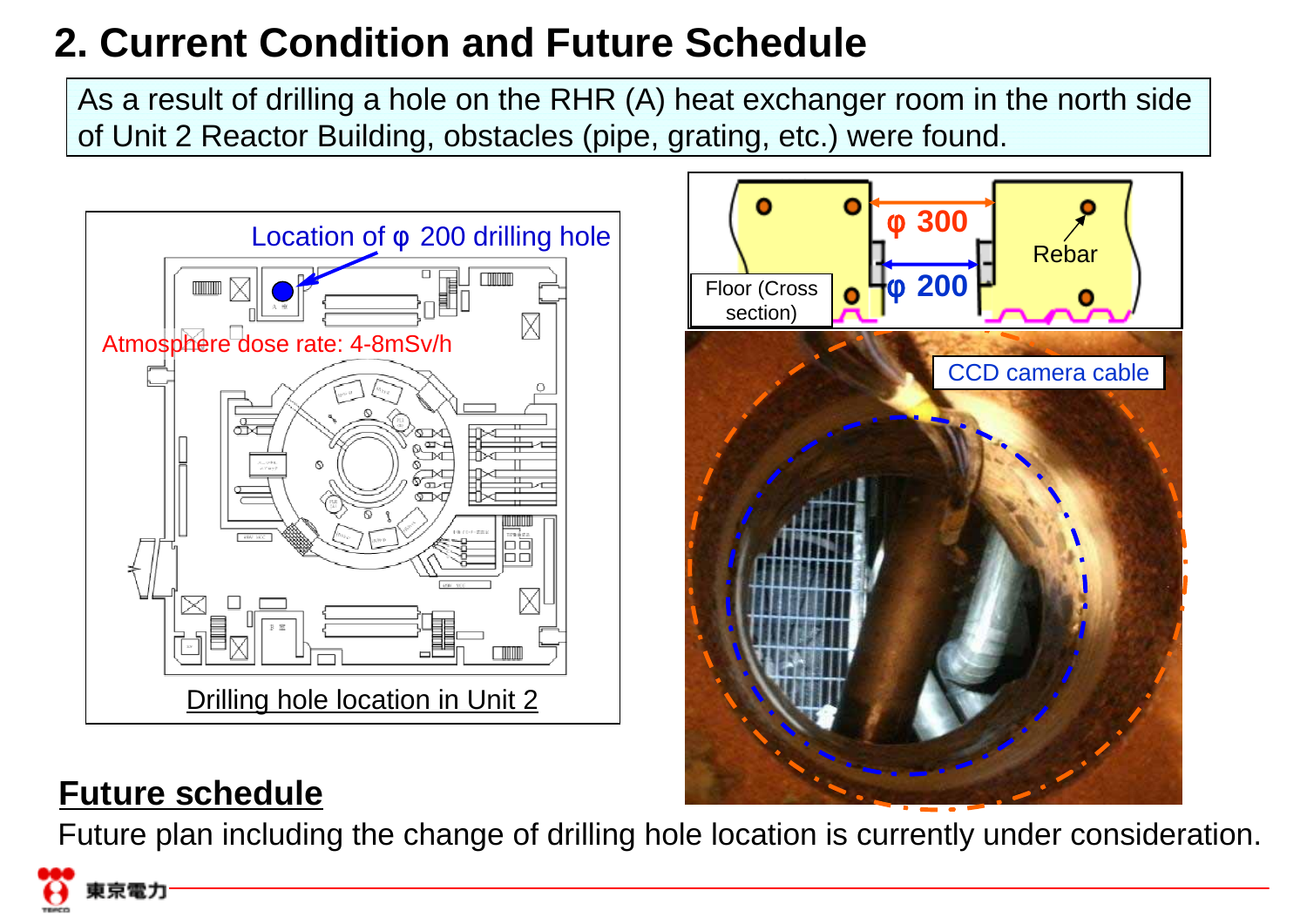## 2. Current Condition and Future Schedule

As a result of drilling a hole on the RHR (A) heat exchanger room in the north side of Unit 2 Reactor Building, obstacles (pipe, grating, etc.) were found.

Location of φ 200 drilling hole

Atmosphere dose rate: 4-8mSv/h

Drilling hole location in Unit 2

φ 300

φ 200

Rebar

Floor (Cross section)

CCD camera cable

### Future schedule

Future plan including the change of drilling hole location is currently under consideration.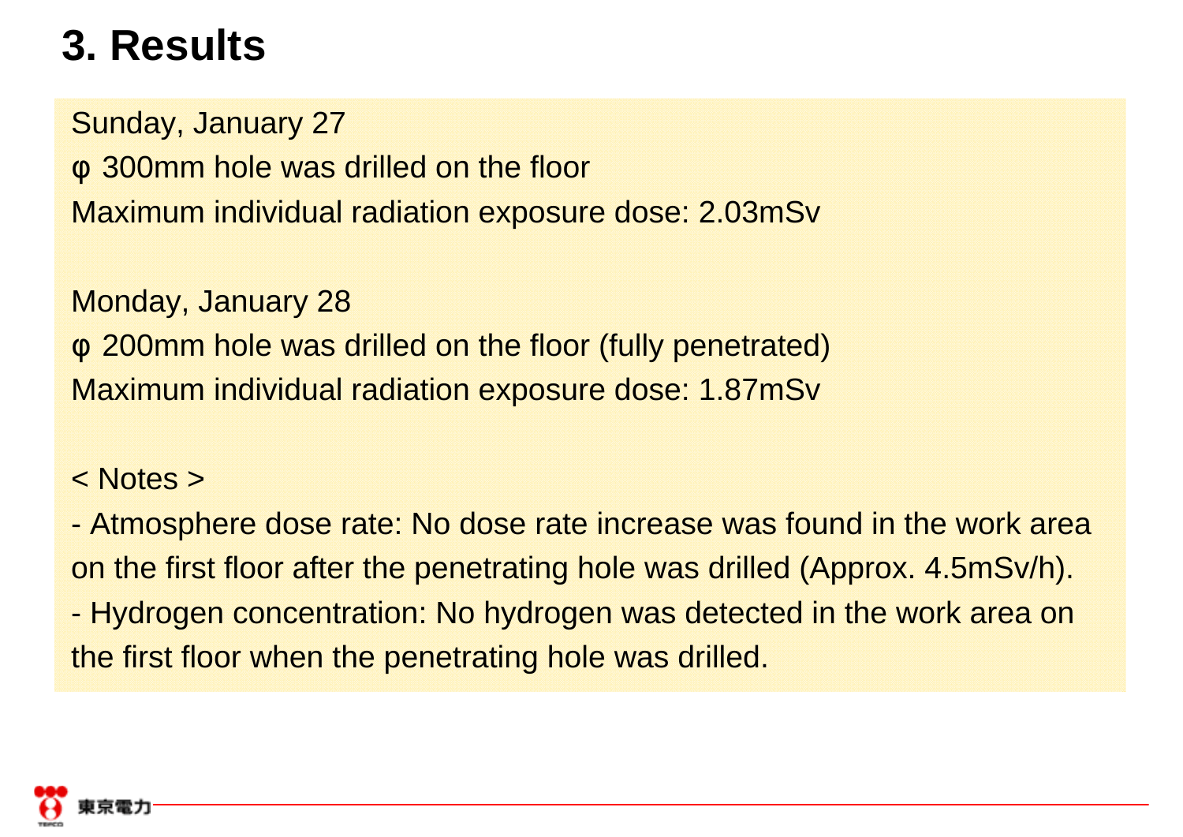# 3. Results

Sunday, January 27

φ 300mm hole was drilled on the floor

Maximum individual radiation exposure dose: 2.03mSv

Monday, January 28

φ 200mm hole was drilled on the floor (fully penetrated)

Maximum individual radiation exposure dose: 1.87mSv

< Notes >

- Atmosphere dose rate: No dose rate increase was found in the work area on the first floor after the penetrating hole was drilled (Approx. 4.5mSv/h).
- Hydrogen concentration: No hydrogen was detected in the work area on the first floor when the penetrating hole was drilled.